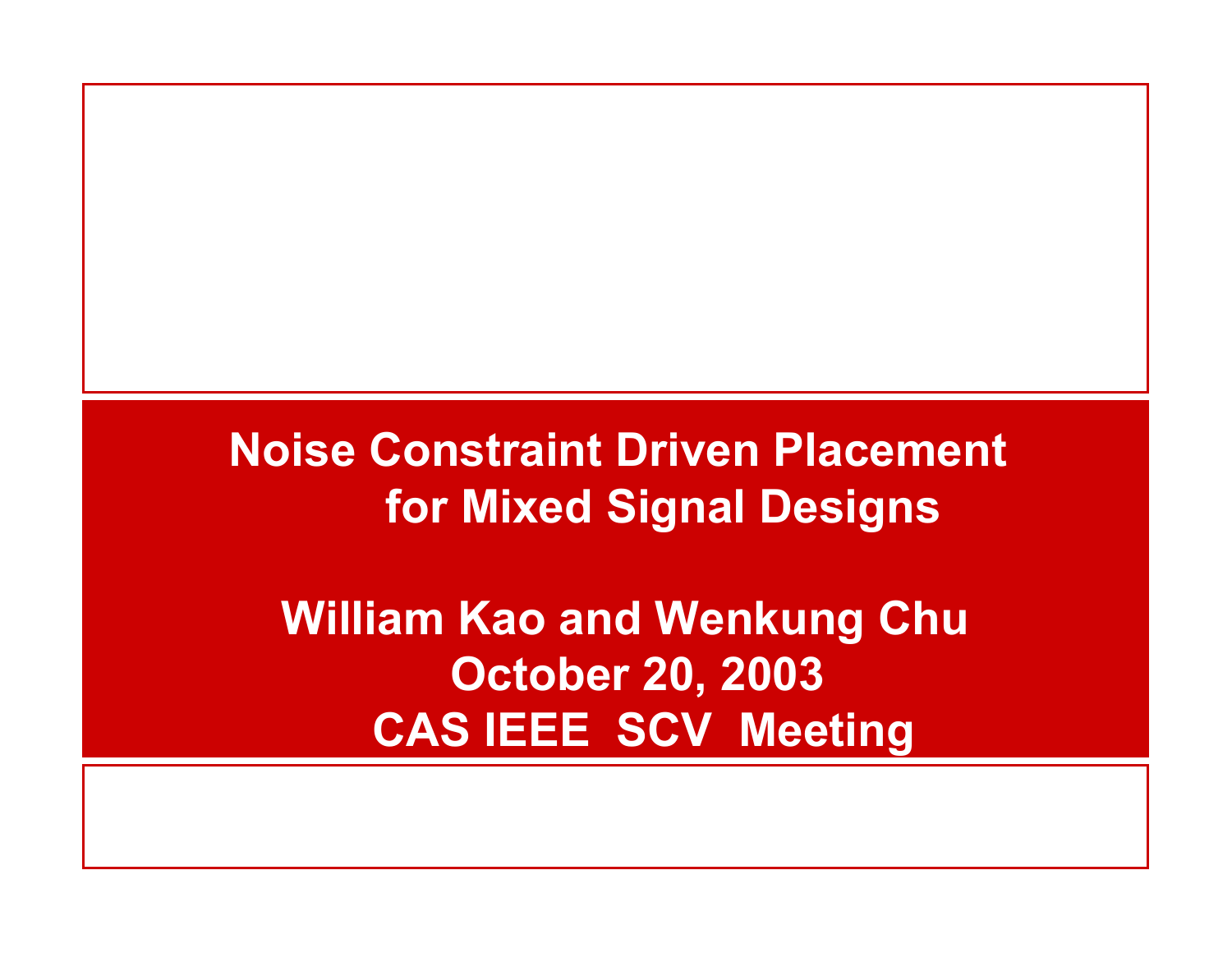# Noise Constraint Driven Placement for Mixed Signal Designs

**William Kao and Wenkung Chu**

**October 20, 2003**

**CAS IEEE SCV Meeting**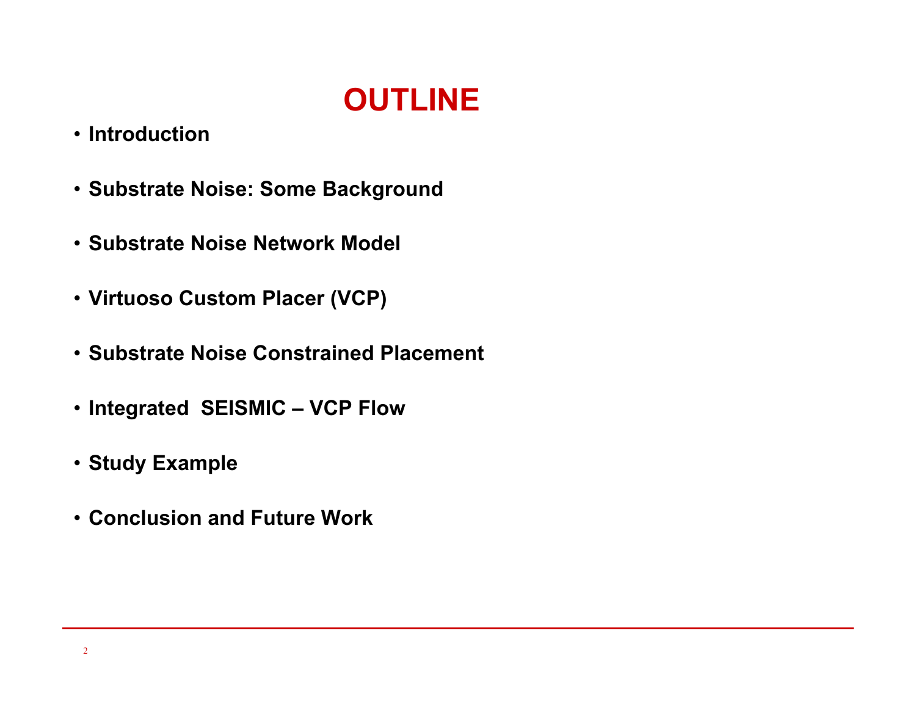# OUTLINE

- **Introduction**
- **Substrate Noise: Some Background**
- **Substrate Noise Network Model**
- **Virtuoso Custom Placer (VCP)**
- **Substrate Noise Constrained Placement**
- **Integrated  SEISMIC – VCP Flow**
- **Study Example**
- **Conclusion and Future Work**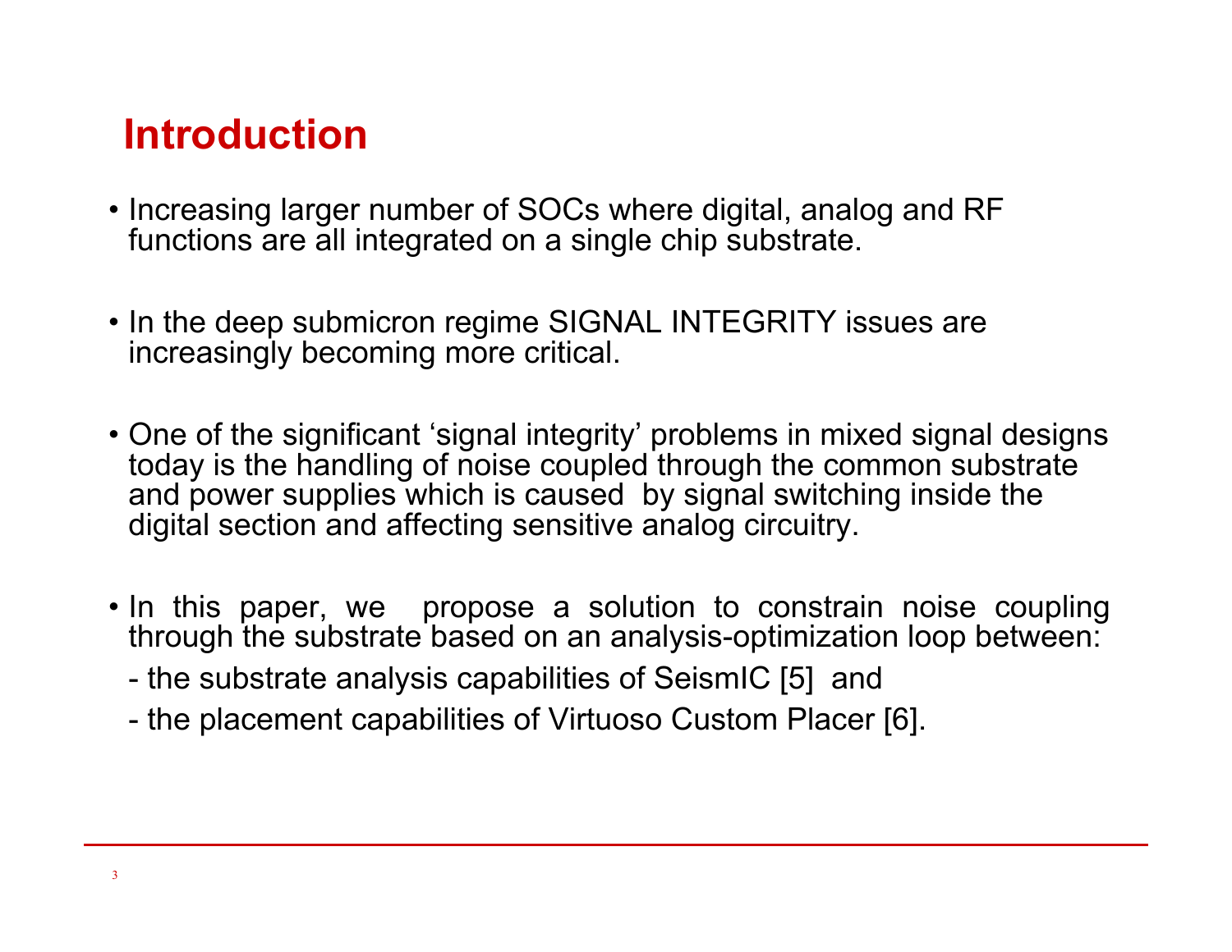# Introduction

- Increasing larger number of SOCs where digital, analog and RF functions are all integrated on a single chip substrate.

- In the deep submicron regime SIGNAL INTEGRITY issues are increasingly becoming more critical.

- One of the significant 'signal integrity' problems in mixed signal designs today is the handling of noise coupled through the common substrate and power supplies which is caused by signal switching inside the digital section and affecting sensitive analog circuitry.

- In this paper, we propose a solution to constrain noise coupling through the substrate based on an analysis-optimization loop between:
  - the substrate analysis capabilities of SeismIC [5] and
  - the placement capabilities of Virtuoso Custom Placer [6].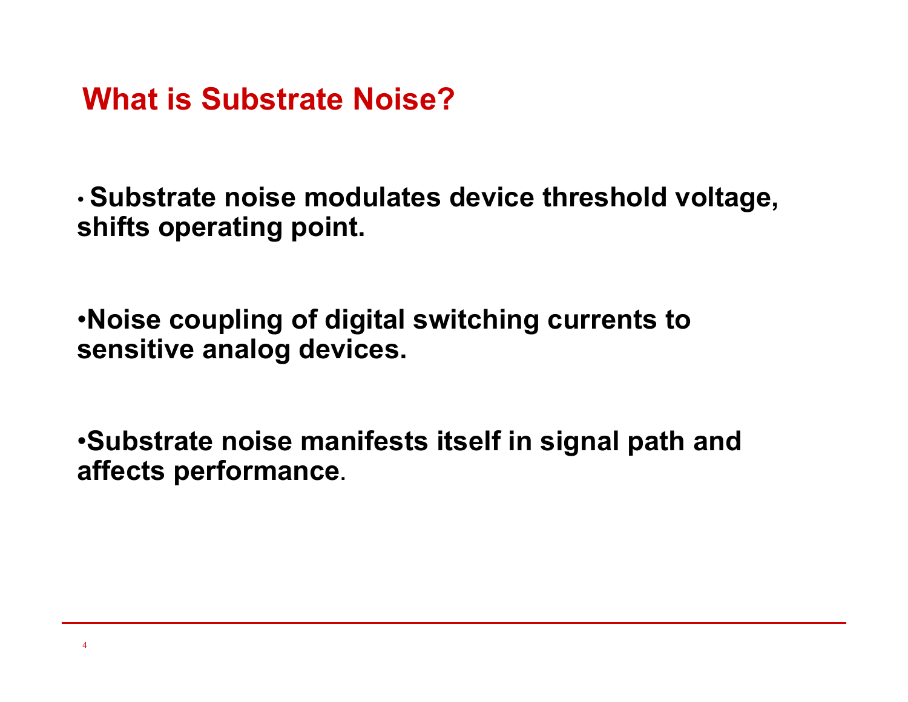# What is Substrate Noise?

- **Substrate noise modulates device threshold voltage, shifts operating point.**

- **Noise coupling of digital switching currents to sensitive analog devices.**

- **Substrate noise manifests itself in signal path and affects performance**.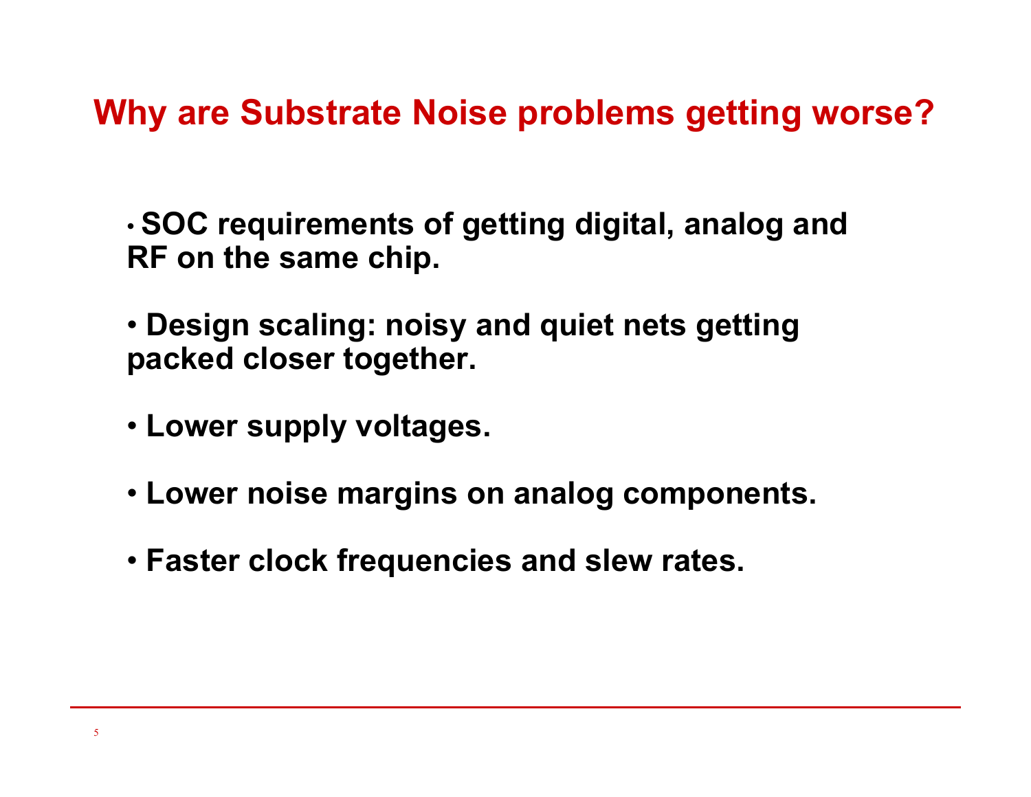# Why are Substrate Noise problems getting worse?

- SOC requirements of getting digital, analog and RF on the same chip.
- Design scaling: noisy and quiet nets getting packed closer together.
- Lower supply voltages.
- Lower noise margins on analog components.
- Faster clock frequencies and slew rates.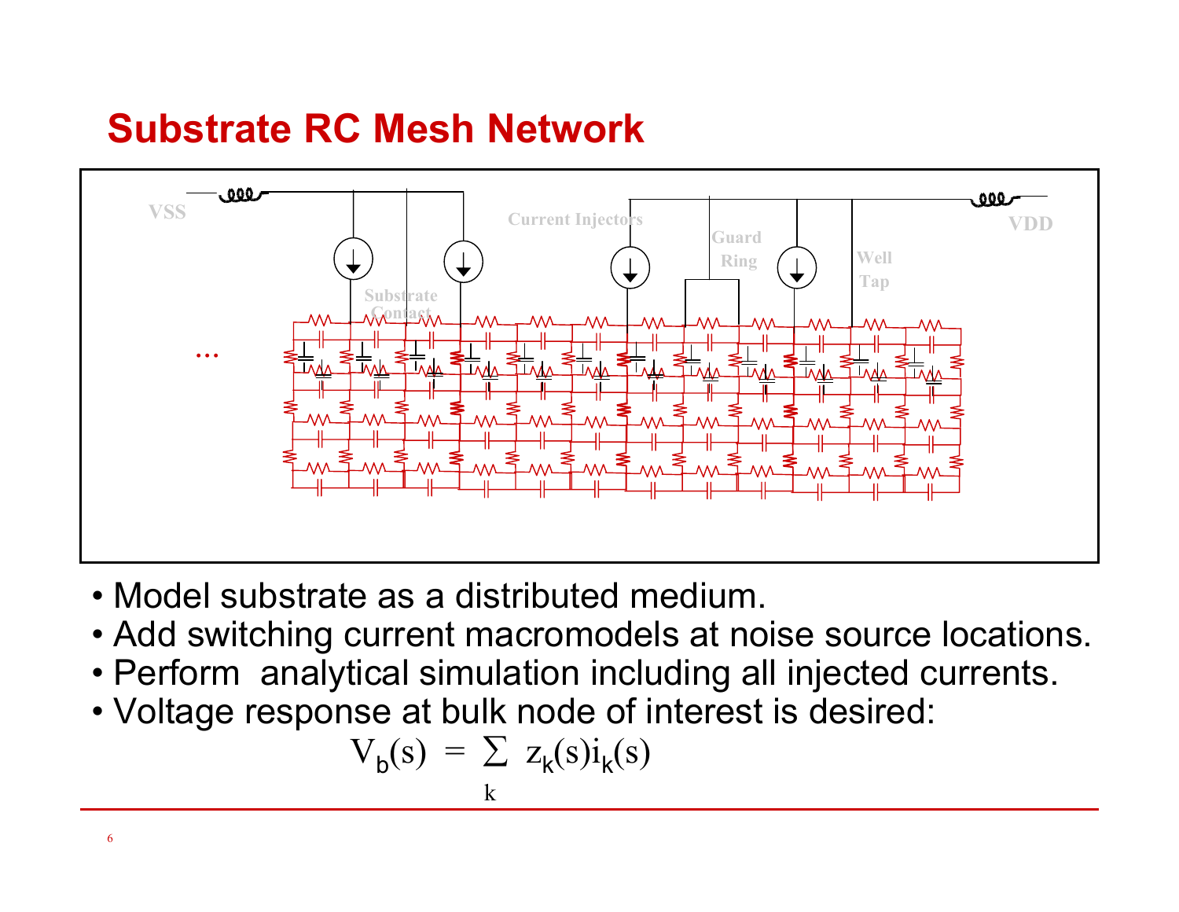# Substrate RC Mesh Network

VSS

Current Injectors

Guard Ring

Well Tap

VDD

Substrate Contact

...

- Model substrate as a distributed medium.
- Add switching current macromodels at noise source locations.
- Perform analytical simulation including all injected currents.
- Voltage response at bulk node of interest is desired:

$$V_b(s) = \sum_k z_k(s) i_k(s)$$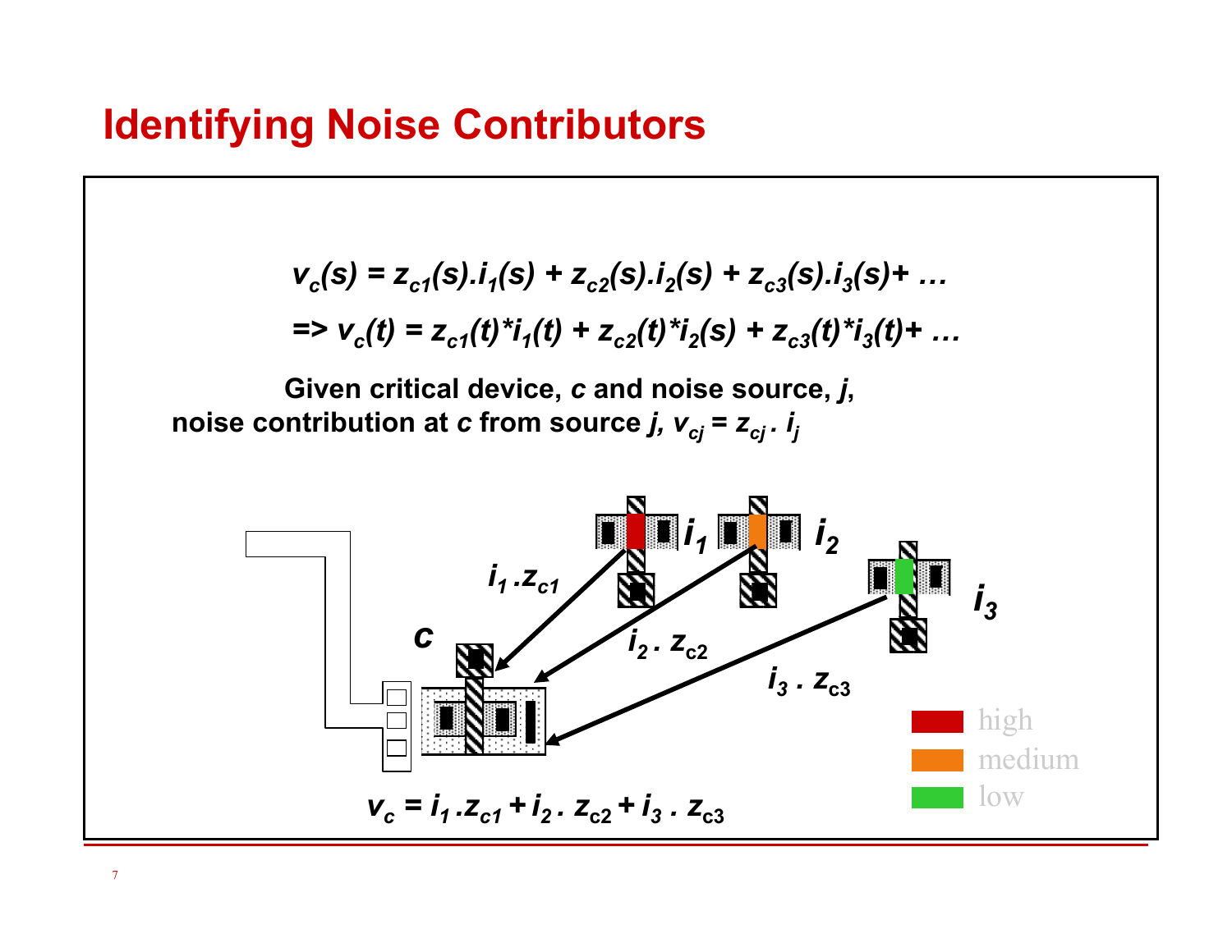# Identifying Noise Contributors

$$v_c(s) = z_{c1}(s).i_1(s) + z_{c2}(s).i_2(s) + z_{c3}(s).i_3(s) + \ldots$$

$$\Rightarrow v_c(t) = z_{c1}(t)*i_1(t) + z_{c2}(t)*i_2(s) + z_{c3}(t)*i_3(t) + \ldots$$

**Given critical device, *c* and noise source, *j*,**
**noise contribution at *c* from source *j*, $v_{cj} = z_{cj} . i_j$**

$i_1$ $i_2$ $i_3$

$i_1 . z_{c1}$

$i_2 . z_{c2}$

$i_3 . z_{c3}$

$c$

$v_c = i_1 . z_{c1} + i_2 . z_{c2} + i_3 . z_{c3}$

high
medium
low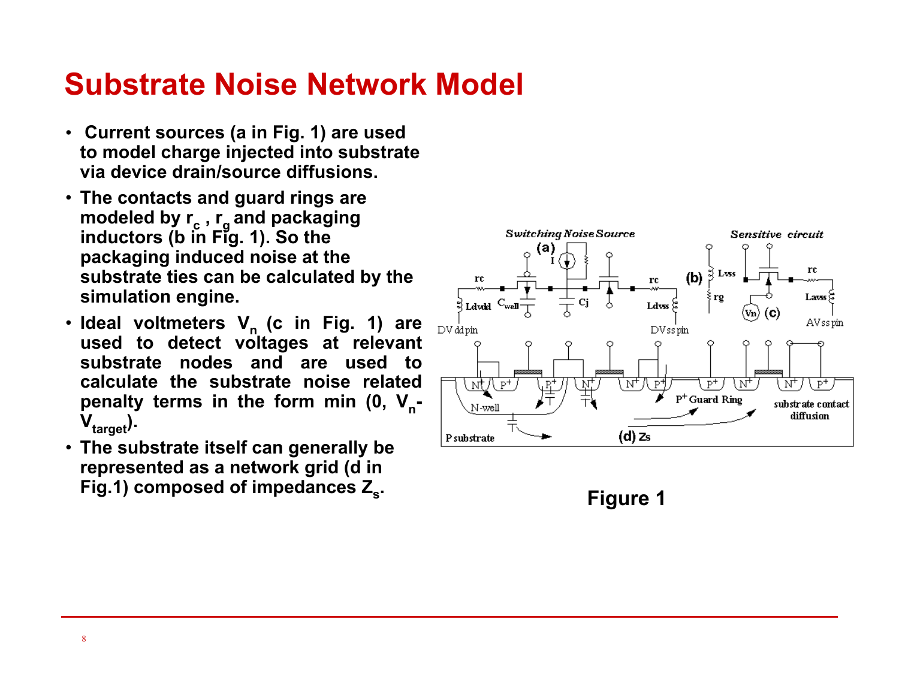# Substrate Noise Network Model

- Current sources (a in Fig. 1) are used to model charge injected into substrate via device drain/source diffusions.
- The contacts and guard rings are modeled by $r_c$ , $r_g$ and packaging inductors (b in Fig. 1). So the packaging induced noise at the substrate ties can be calculated by the simulation engine.
- Ideal voltmeters $V_n$ (c in Fig. 1) are used to detect voltages at relevant substrate nodes and are used to calculate the substrate noise related penalty terms in the form min (0, $V_n$-$V_{target}$).
- The substrate itself can generally be represented as a network grid (d in Fig.1) composed of impedances $Z_s$.

Figure 1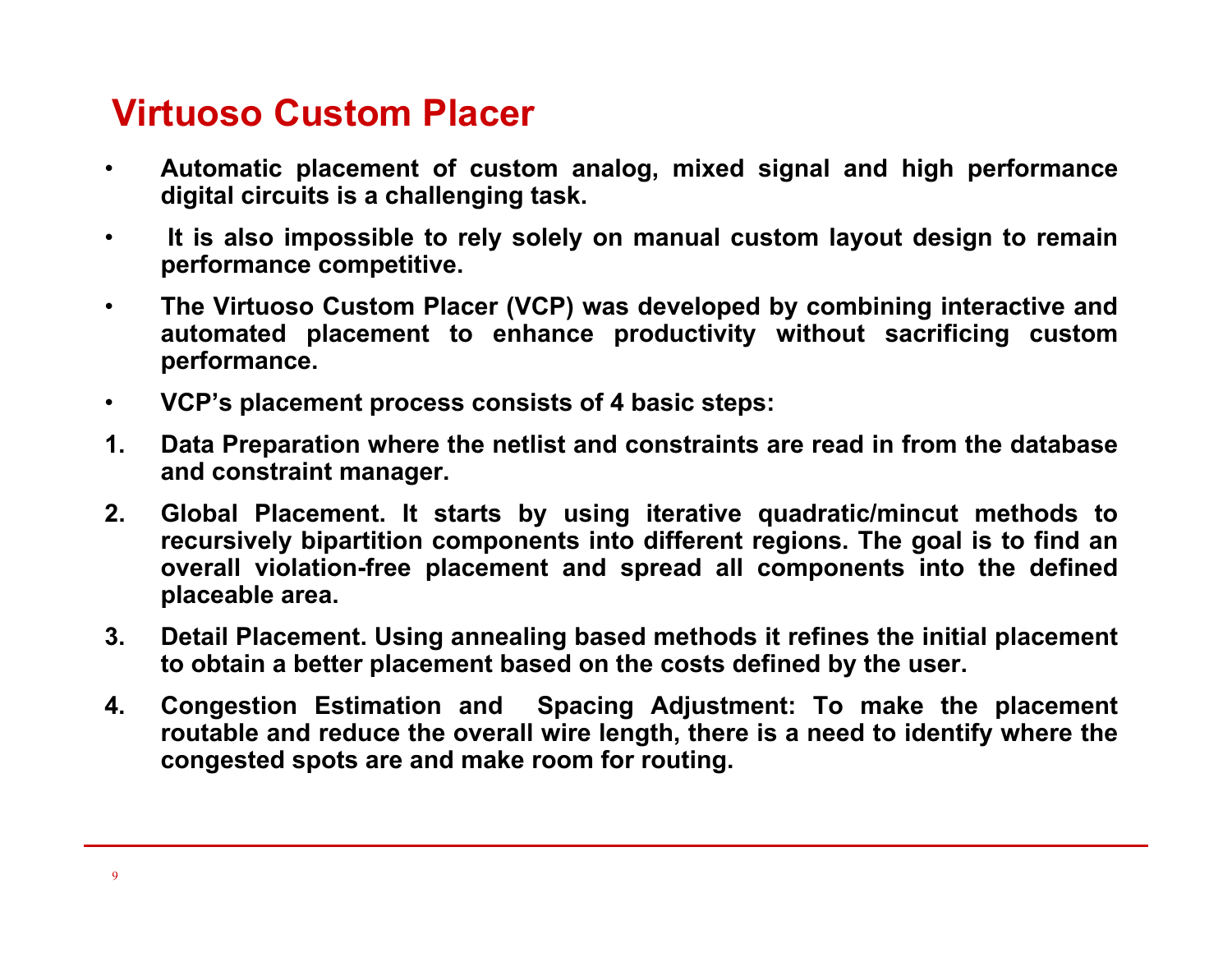# Virtuoso Custom Placer

- **Automatic placement of custom analog, mixed signal and high performance digital circuits is a challenging task.**
- **It is also impossible to rely solely on manual custom layout design to remain performance competitive.**
- **The Virtuoso Custom Placer (VCP) was developed by combining interactive and automated placement to enhance productivity without sacrificing custom performance.**
- **VCP's placement process consists of 4 basic steps:**

1. **Data Preparation where the netlist and constraints are read in from the database and constraint manager.**
2. **Global Placement. It starts by using iterative quadratic/mincut methods to recursively bipartition components into different regions. The goal is to find an overall violation-free placement and spread all components into the defined placeable area.**
3. **Detail Placement. Using annealing based methods it refines the initial placement to obtain a better placement based on the costs defined by the user.**
4. **Congestion Estimation and Spacing Adjustment: To make the placement routable and reduce the overall wire length, there is a need to identify where the congested spots are and make room for routing.**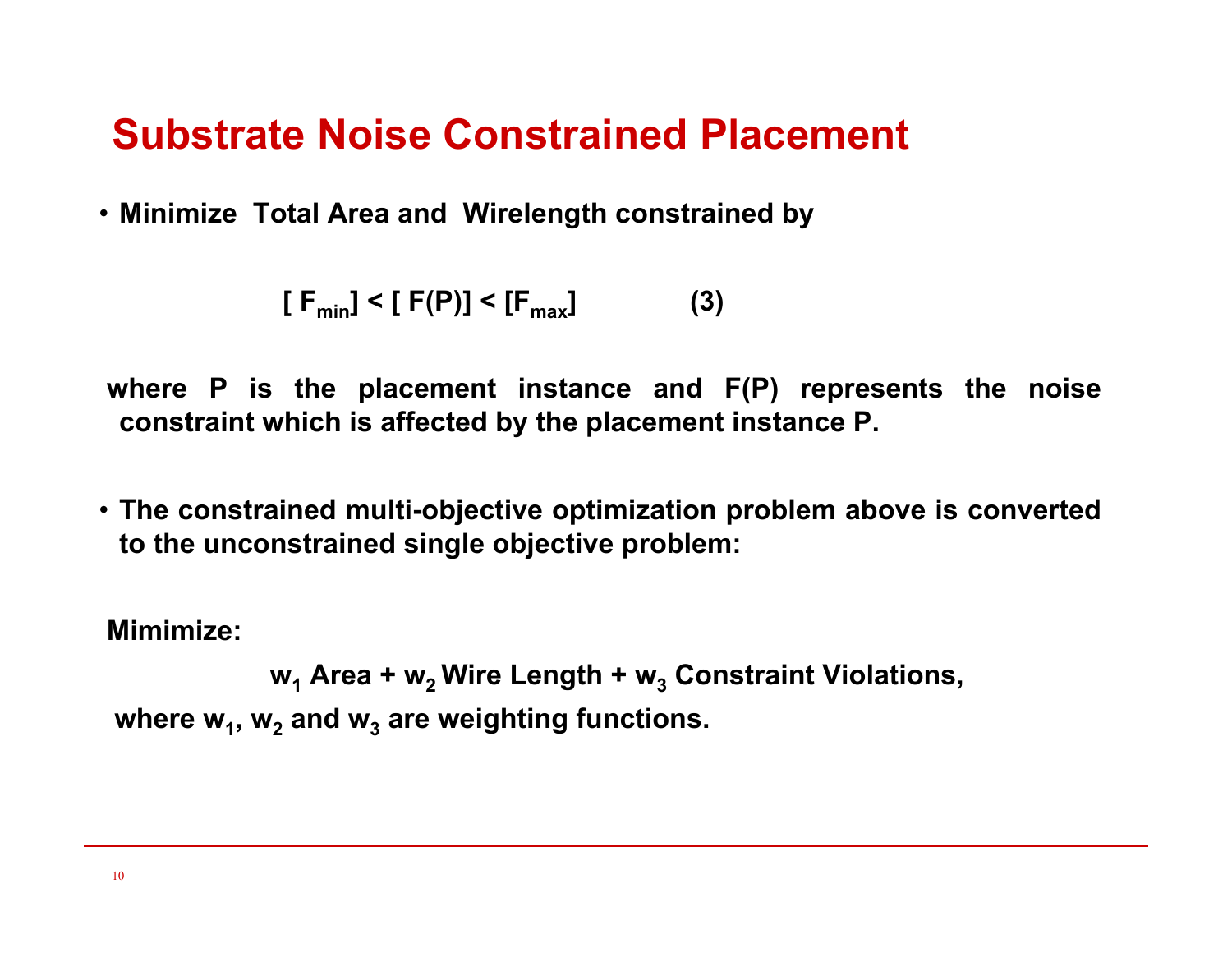# Substrate Noise Constrained Placement

- **Minimize Total Area and Wirelength constrained by**

$$[F_{min}] < [F(P)] < [F_{max}] \qquad (3)$$

**where P is the placement instance and F(P) represents the noise constraint which is affected by the placement instance P.**

- **The constrained multi-objective optimization problem above is converted to the unconstrained single objective problem:**

**Mimimize:**

$$w_1 \text{ Area} + w_2 \text{ Wire Length} + w_3 \text{ Constraint Violations,}$$

**where $w_1$, $w_2$ and $w_3$ are weighting functions.**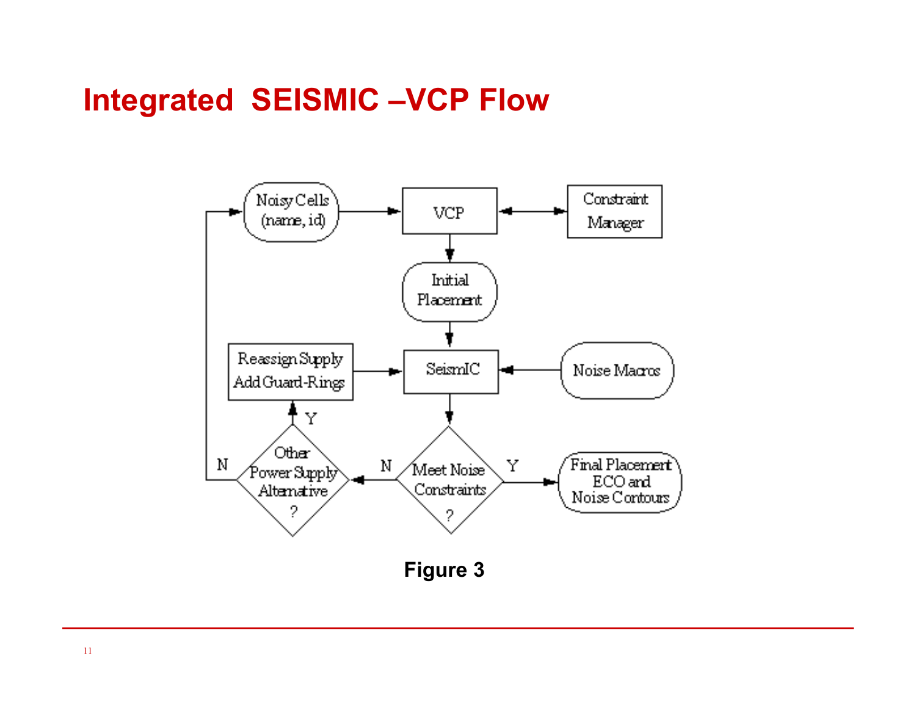# Integrated SEISMIC –VCP Flow

Noisy Cells (name, id)

VCP

Constraint Manager

Initial Placement

Reassign Supply Add Guard-Rings

SeismIC

Noise Macros

Other Power Supply Alternative ?

Meet Noise Constraints ?

Final Placement ECO and Noise Contours

N

Y

N

Y

**Figure 3**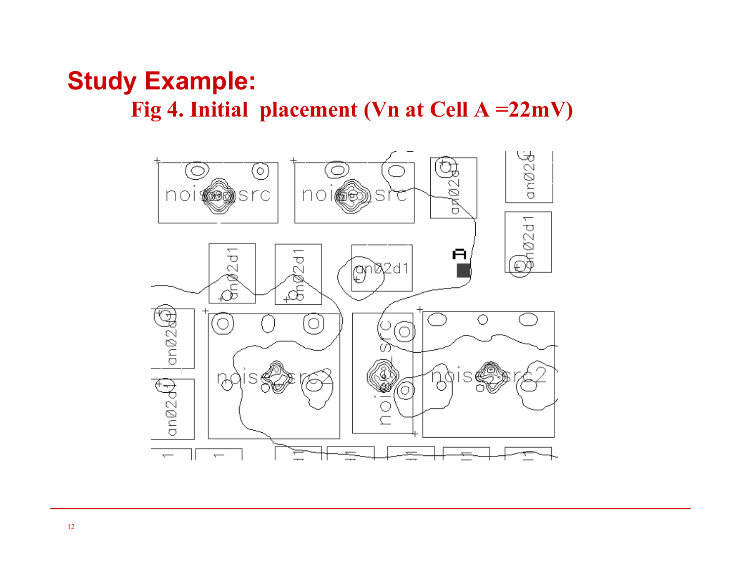# Study Example:

## Fig 4. Initial placement (Vn at Cell A =22mV)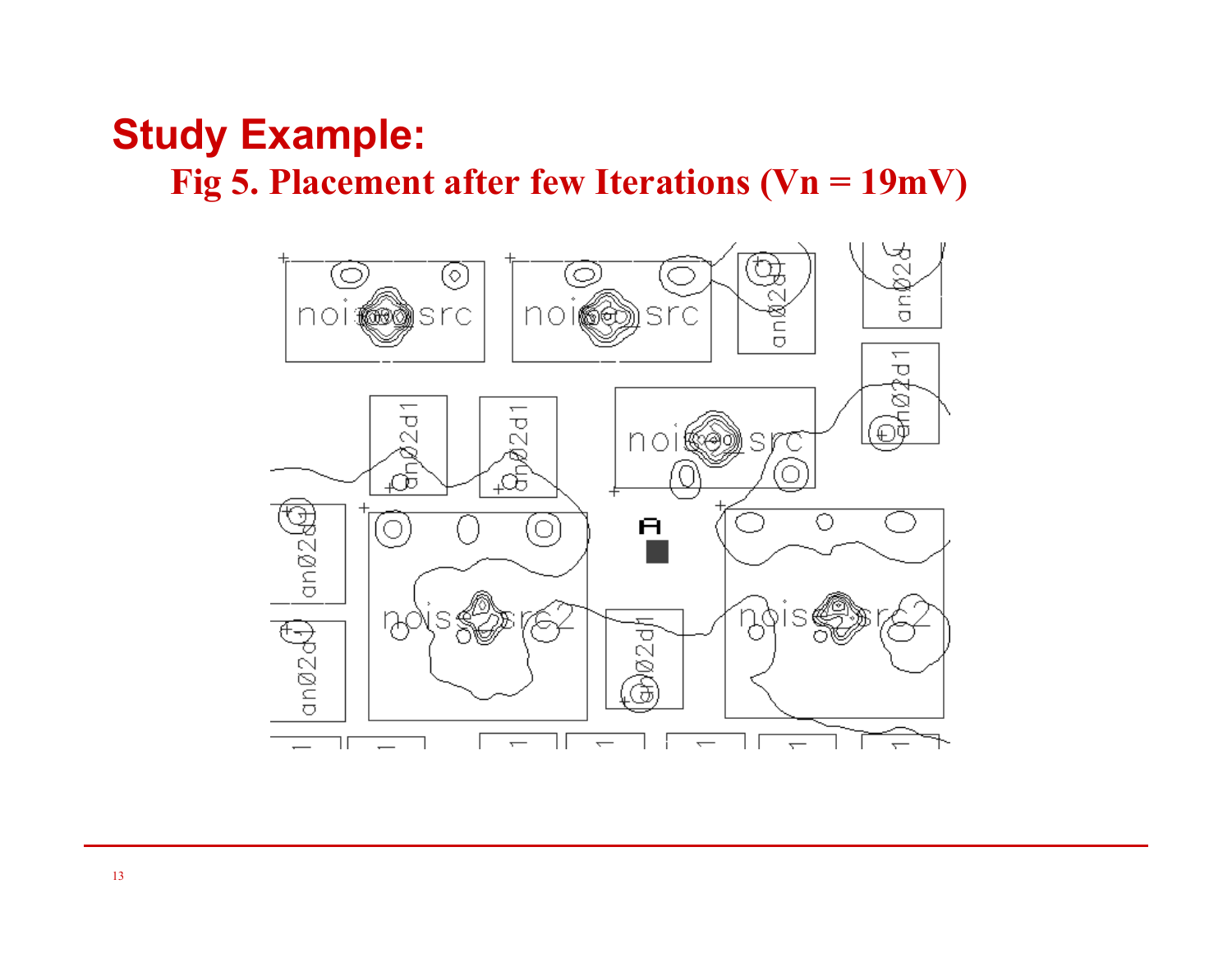# Study Example:

## Fig 5. Placement after few Iterations (Vn = 19mV)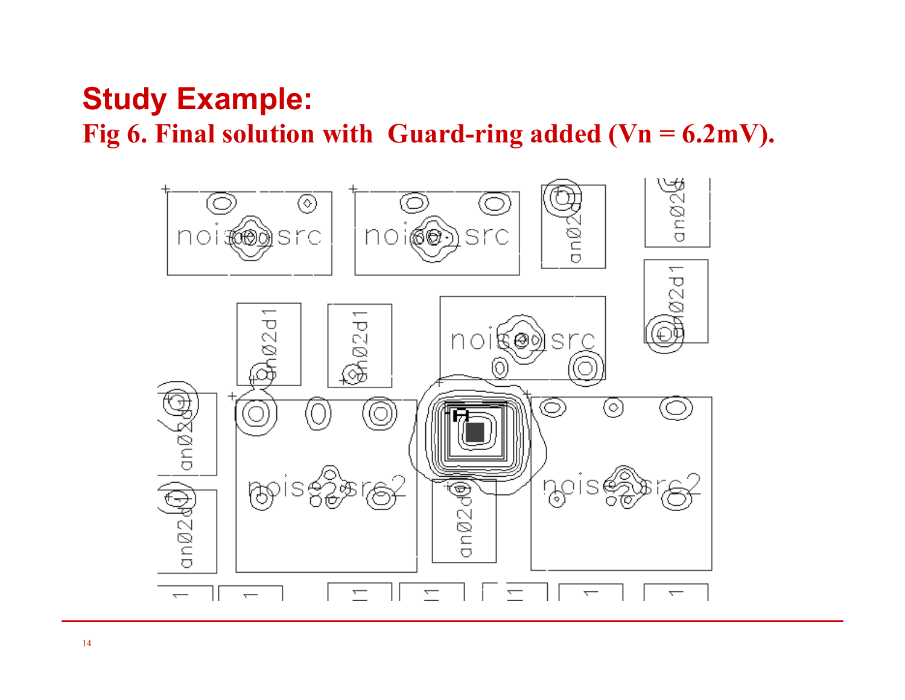# Study Example:

## Fig 6. Final solution with Guard-ring added (Vn = 6.2mV).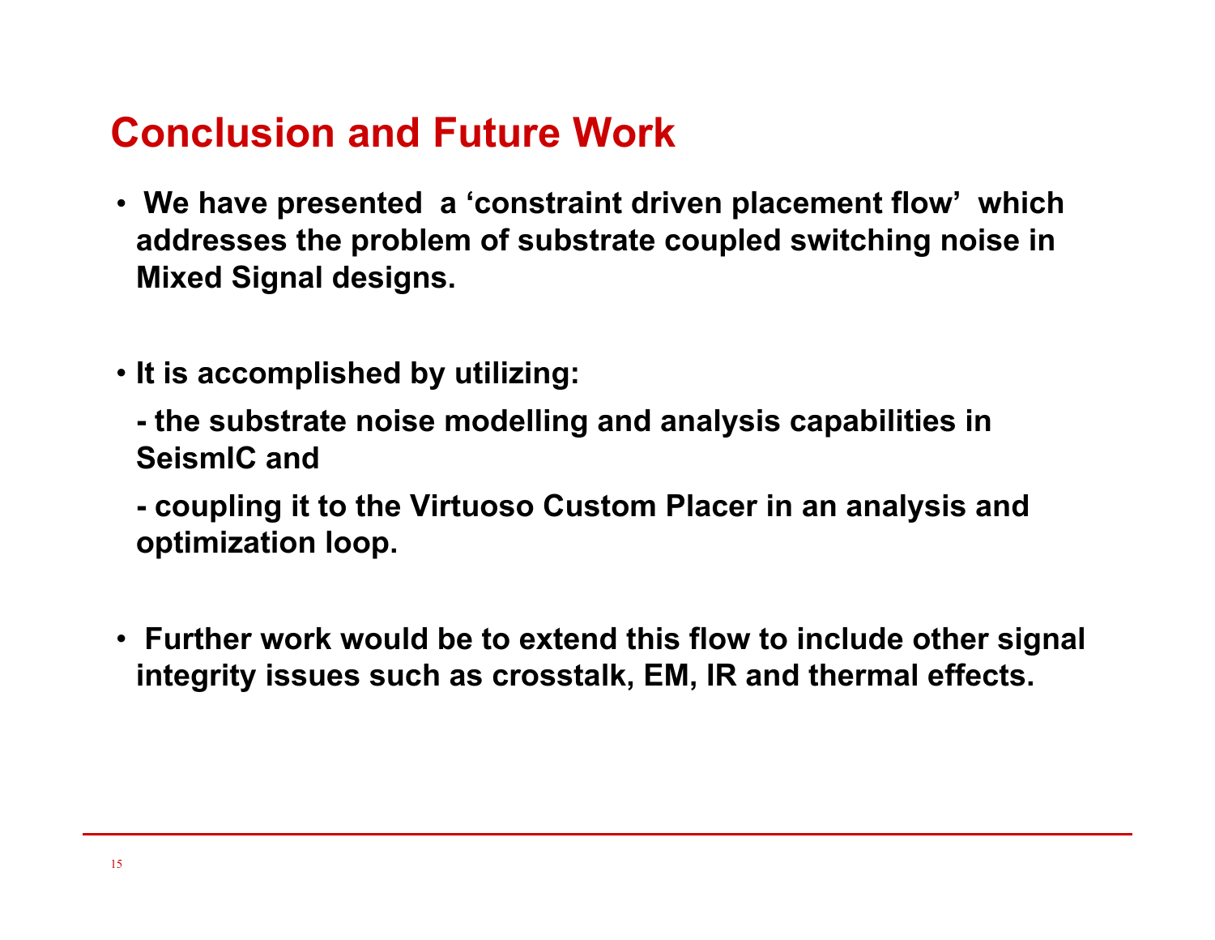# Conclusion and Future Work

- We have presented a ‘constraint driven placement flow’ which addresses the problem of substrate coupled switching noise in Mixed Signal designs.

- It is accomplished by utilizing:

  - the substrate noise modelling and analysis capabilities in SeismIC and

  - coupling it to the Virtuoso Custom Placer in an analysis and optimization loop.

- Further work would be to extend this flow to include other signal integrity issues such as crosstalk, EM, IR and thermal effects.